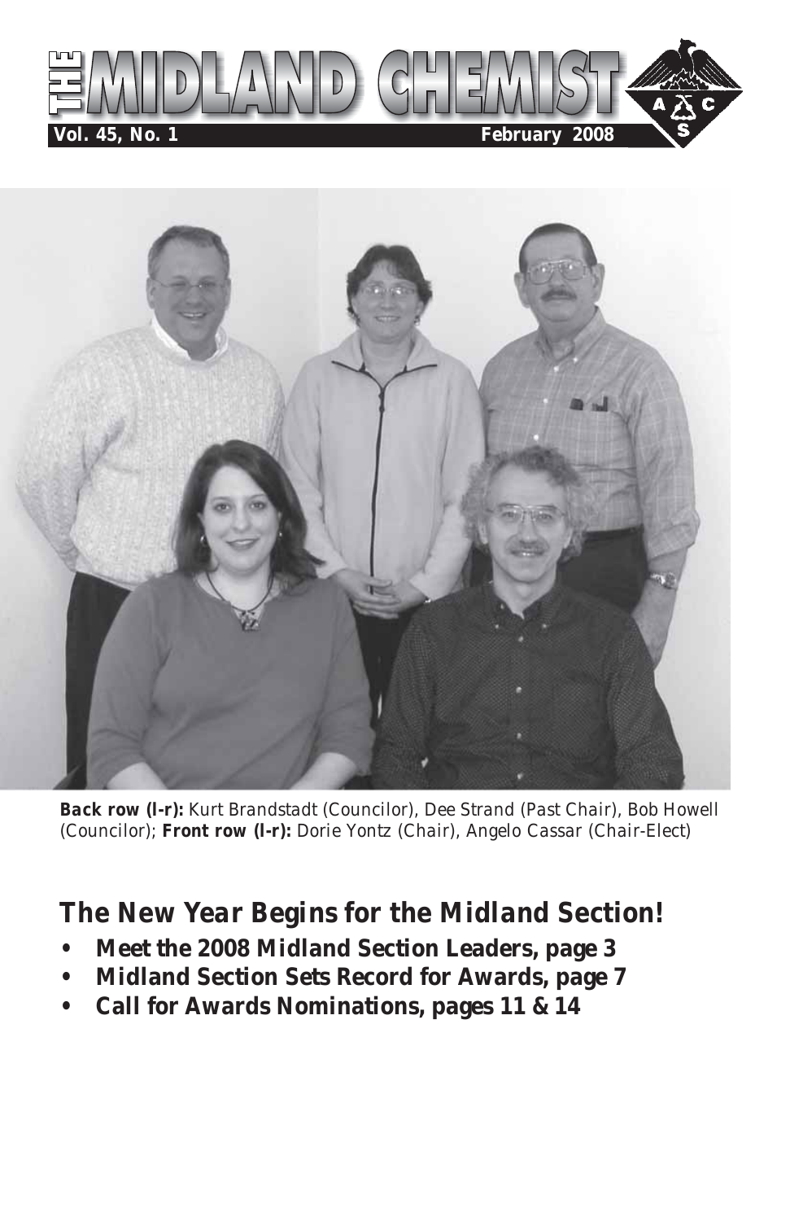# THE MIDLAND CHEMIST

**Vol. 45, No. 1** **February 2008**

**Back row (l-r):** Kurt Brandstadt (Councilor), Dee Strand (Past Chair), Bob Howell (Councilor); **Front row (l-r):** Dorie Yontz (Chair), Angelo Cassar (Chair-Elect)

## The New Year Begins for the Midland Section!

- **Meet the 2008 Midland Section Leaders, page 3**
- **Midland Section Sets Record for Awards, page 7**
- **Call for Awards Nominations, pages 11 & 14**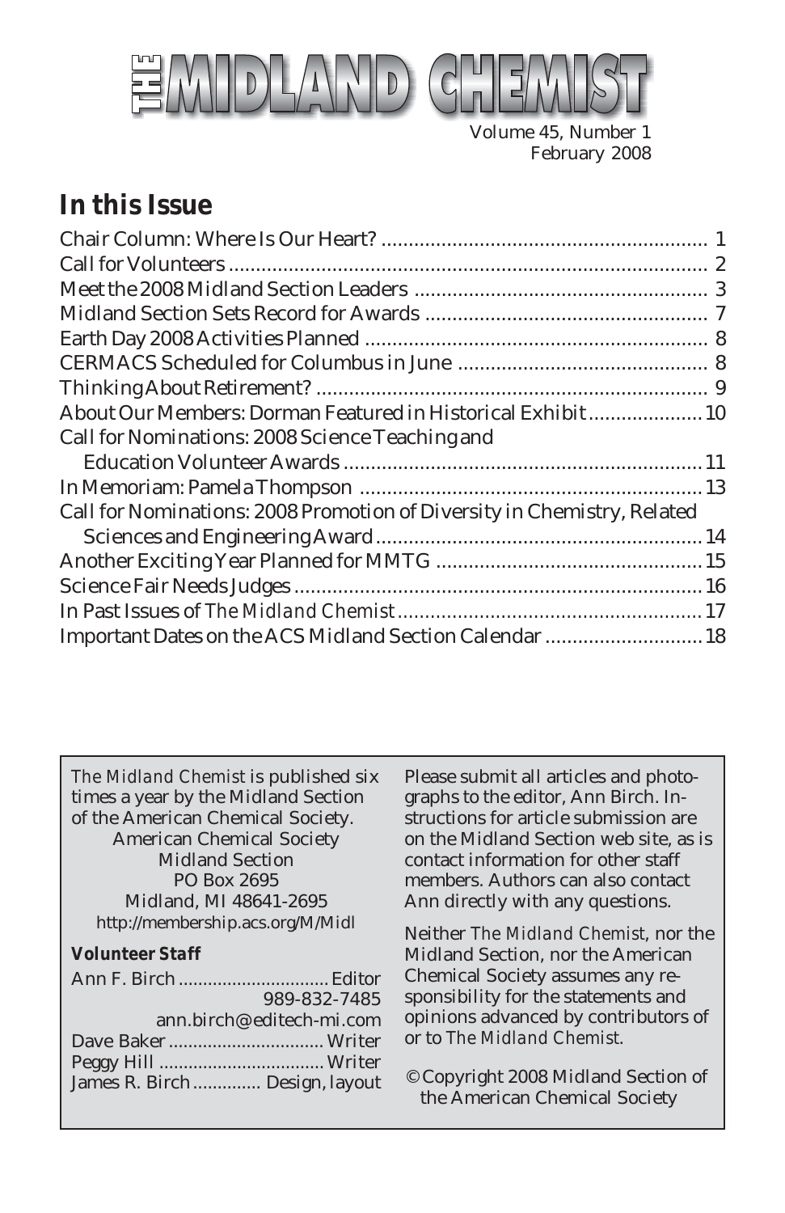# THE MIDLAND CHEMIST

Volume 45, Number 1
February 2008

## In this Issue

Chair Column: Where Is Our Heart? .......... 1
Call for Volunteers .......... 2
Meet the 2008 Midland Section Leaders .......... 3
Midland Section Sets Record for Awards .......... 7
Earth Day 2008 Activities Planned .......... 8
CERMACS Scheduled for Columbus in June .......... 8
Thinking About Retirement? .......... 9
About Our Members: Dorman Featured in Historical Exhibit .......... 10
Call for Nominations: 2008 Science Teaching and Education Volunteer Awards .......... 11
In Memoriam: Pamela Thompson .......... 13
Call for Nominations: 2008 Promotion of Diversity in Chemistry, Related Sciences and Engineering Award .......... 14
Another Exciting Year Planned for MMTG .......... 15
Science Fair Needs Judges .......... 16
In Past Issues of *The Midland Chemist* .......... 17
Important Dates on the ACS Midland Section Calendar .......... 18

---

*The Midland Chemist* is published six times a year by the Midland Section of the American Chemical Society.

American Chemical Society
Midland Section
PO Box 2695
Midland, MI 48641-2695
http://membership.acs.org/M/Midl

**Volunteer Staff**

Ann F. Birch .......... Editor
989-832-7485
ann.birch@editech-mi.com
Dave Baker .......... Writer
Peggy Hill .......... Writer
James R. Birch .......... Design, layout

Please submit all articles and photographs to the editor, Ann Birch. Instructions for article submission are on the Midland Section web site, as is contact information for other staff members. Authors can also contact Ann directly with any questions.

Neither *The Midland Chemist*, nor the Midland Section, nor the American Chemical Society assumes any responsibility for the statements and opinions advanced by contributors of or to *The Midland Chemist*.

© Copyright 2008 Midland Section of the American Chemical Society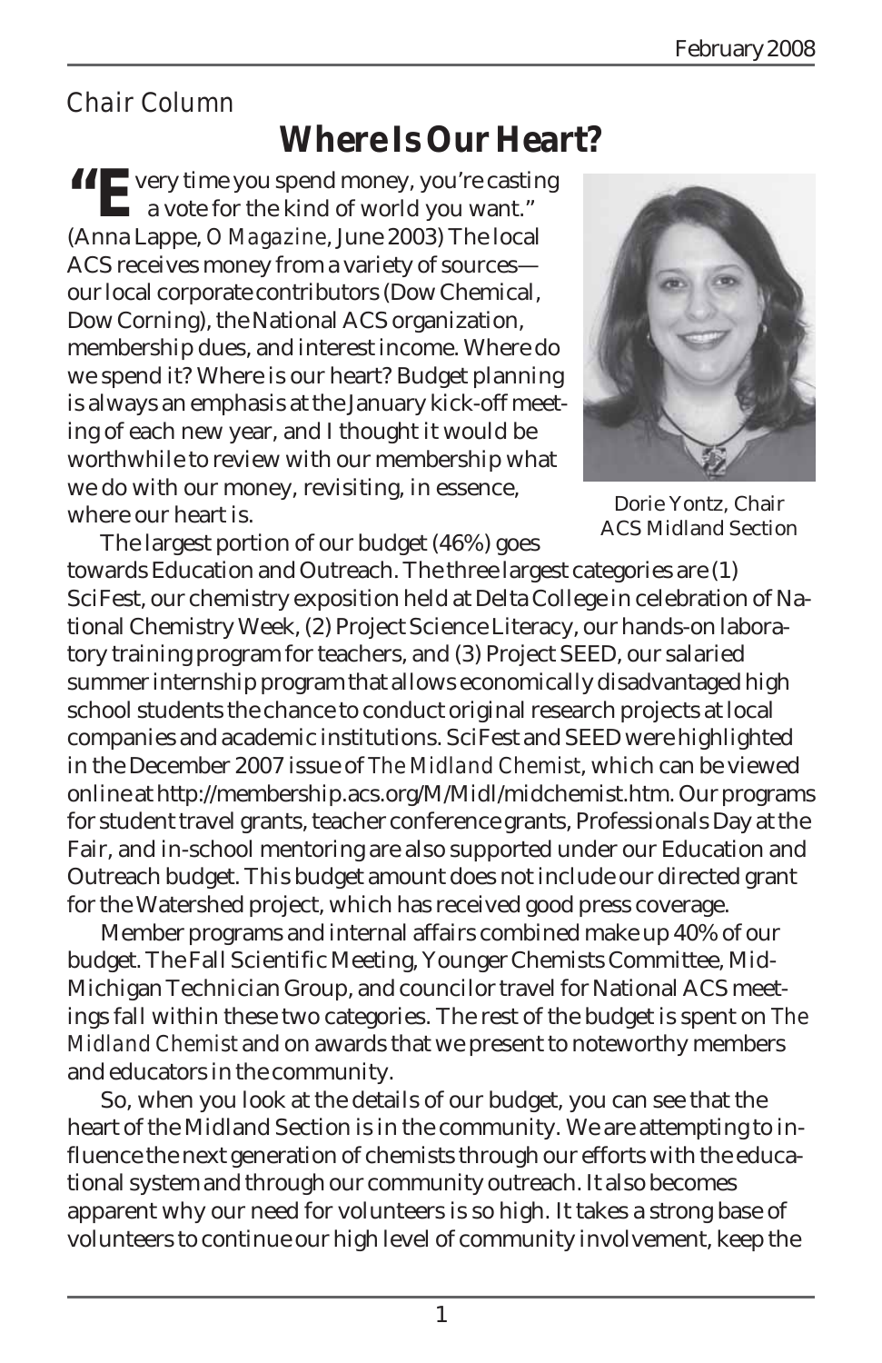*Chair Column*

# Where Is Our Heart?

"Every time you spend money, you're casting a vote for the kind of world you want." (Anna Lappe, *O Magazine*, June 2003) The local ACS receives money from a variety of sources—our local corporate contributors (Dow Chemical, Dow Corning), the National ACS organization, membership dues, and interest income. Where do we spend it? Where is our heart? Budget planning is always an emphasis at the January kick-off meeting of each new year, and I thought it would be worthwhile to review with our membership what we do with our money, revisiting, in essence, where our heart is.

Dorie Yontz, Chair
ACS Midland Section

The largest portion of our budget (46%) goes towards Education and Outreach. The three largest categories are (1) SciFest, our chemistry exposition held at Delta College in celebration of National Chemistry Week, (2) Project Science Literacy, our hands-on laboratory training program for teachers, and (3) Project SEED, our salaried summer internship program that allows economically disadvantaged high school students the chance to conduct original research projects at local companies and academic institutions. SciFest and SEED were highlighted in the December 2007 issue of *The Midland Chemist*, which can be viewed online at http://membership.acs.org/M/Midl/midchemist.htm. Our programs for student travel grants, teacher conference grants, Professionals Day at the Fair, and in-school mentoring are also supported under our Education and Outreach budget. This budget amount does not include our directed grant for the Watershed project, which has received good press coverage.

Member programs and internal affairs combined make up 40% of our budget. The Fall Scientific Meeting, Younger Chemists Committee, Mid-Michigan Technician Group, and councilor travel for National ACS meetings fall within these two categories. The rest of the budget is spent on *The Midland Chemist* and on awards that we present to noteworthy members and educators in the community.

So, when you look at the details of our budget, you can see that the heart of the Midland Section is in the community. We are attempting to influence the next generation of chemists through our efforts with the educational system and through our community outreach. It also becomes apparent why our need for volunteers is so high. It takes a strong base of volunteers to continue our high level of community involvement, keep the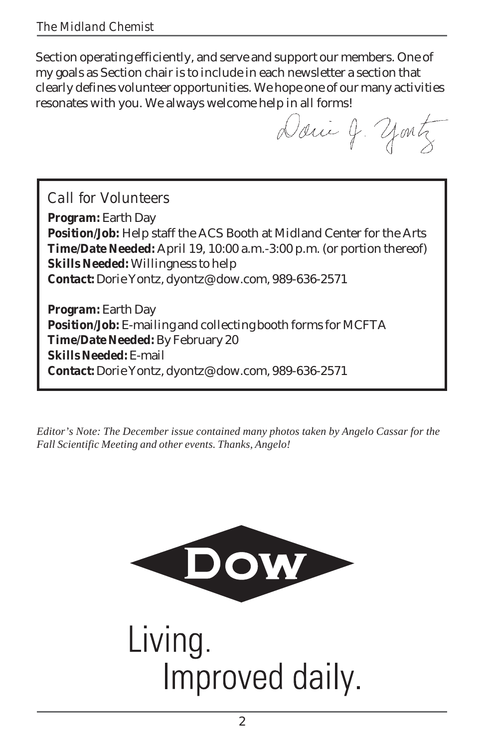Section operating efficiently, and serve and support our members. One of my goals as Section chair is to include in each newsletter a section that clearly defines volunteer opportunities. We hope one of our many activities resonates with you. We always welcome help in all forms!

Dorie J. Yontz

## Call for Volunteers

**Program:** Earth Day
**Position/Job:** Help staff the ACS Booth at Midland Center for the Arts
**Time/Date Needed:** April 19, 10:00 a.m.-3:00 p.m. (or portion thereof)
**Skills Needed:** Willingness to help
**Contact:** Dorie Yontz, dyontz@dow.com, 989-636-2571

**Program:** Earth Day
**Position/Job:** E-mailing and collecting booth forms for MCFTA
**Time/Date Needed:** By February 20
**Skills Needed:** E-mail
**Contact:** Dorie Yontz, dyontz@dow.com, 989-636-2571

*Editor's Note: The December issue contained many photos taken by Angelo Cassar for the Fall Scientific Meeting and other events. Thanks, Angelo!*

DOW

Living.
Improved daily.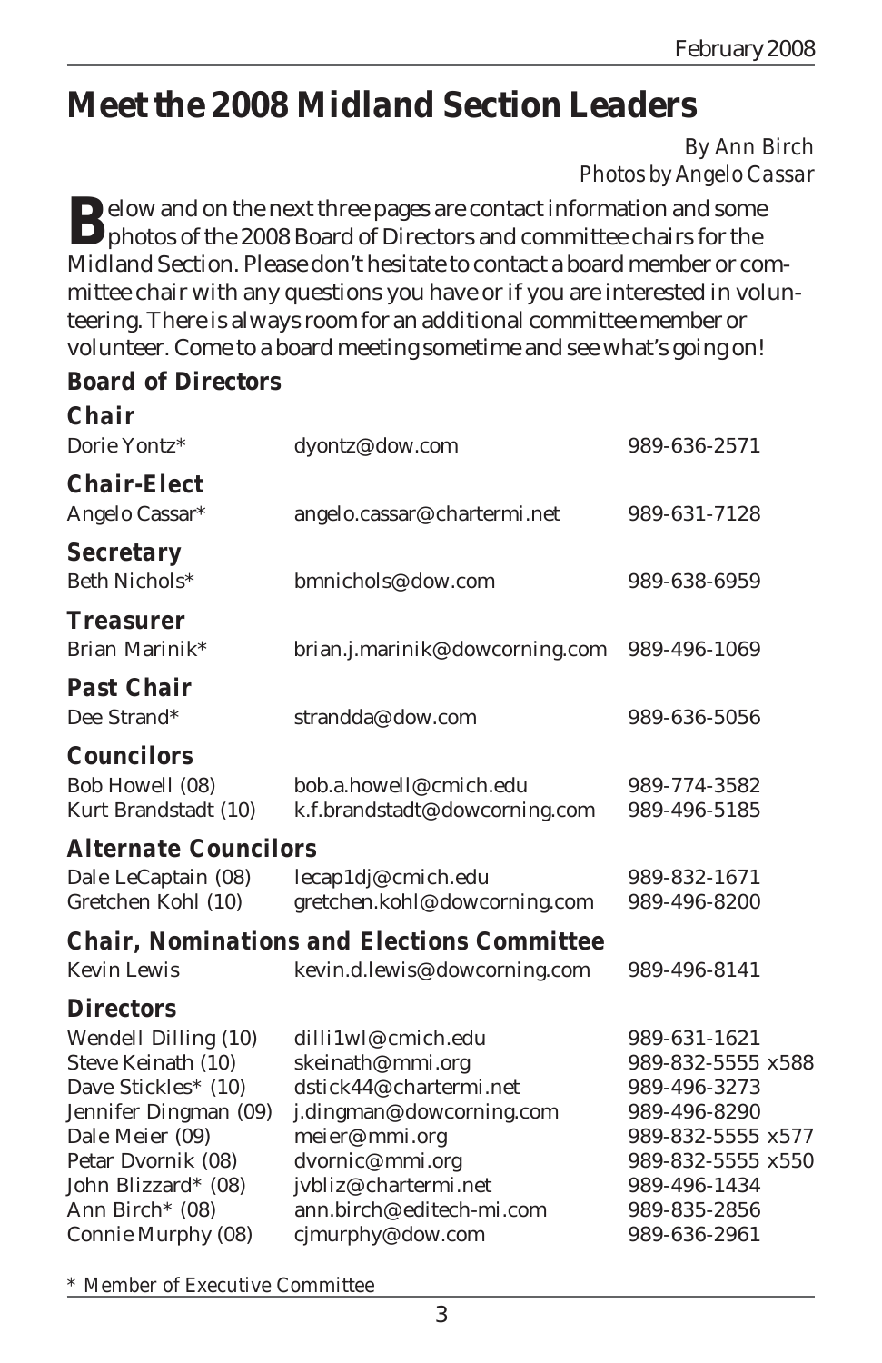# Meet the 2008 Midland Section Leaders

*By Ann Birch*
*Photos by Angelo Cassar*

Below and on the next three pages are contact information and some photos of the 2008 Board of Directors and committee chairs for the Midland Section. Please don't hesitate to contact a board member or committee chair with any questions you have or if you are interested in volunteering. There is always room for an additional committee member or volunteer. Come to a board meeting sometime and see what's going on!

## Board of Directors

### Chair

| | | |
|---|---|---|
| Dorie Yontz* | dyontz@dow.com | 989-636-2571 |

### Chair-Elect

| | | |
|---|---|---|
| Angelo Cassar* | angelo.cassar@chartermi.net | 989-631-7128 |

### Secretary

| | | |
|---|---|---|
| Beth Nichols* | bmnichols@dow.com | 989-638-6959 |

### Treasurer

| | | |
|---|---|---|
| Brian Marinik* | brian.j.marinik@dowcorning.com | 989-496-1069 |

### Past Chair

| | | |
|---|---|---|
| Dee Strand* | strandda@dow.com | 989-636-5056 |

### Councilors

| | | |
|---|---|---|
| Bob Howell (08) | bob.a.howell@cmich.edu | 989-774-3582 |
| Kurt Brandstadt (10) | k.f.brandstadt@dowcorning.com | 989-496-5185 |

### Alternate Councilors

| | | |
|---|---|---|
| Dale LeCaptain (08) | lecap1dj@cmich.edu | 989-832-1671 |
| Gretchen Kohl (10) | gretchen.kohl@dowcorning.com | 989-496-8200 |

### Chair, Nominations and Elections Committee

| | | |
|---|---|---|
| Kevin Lewis | kevin.d.lewis@dowcorning.com | 989-496-8141 |

### Directors

| | | |
|---|---|---|
| Wendell Dilling (10) | dilli1wl@cmich.edu | 989-631-1621 |
| Steve Keinath (10) | skeinath@mmi.org | 989-832-5555 x588 |
| Dave Stickles* (10) | dstick44@chartermi.net | 989-496-3273 |
| Jennifer Dingman (09) | j.dingman@dowcorning.com | 989-496-8290 |
| Dale Meier (09) | meier@mmi.org | 989-832-5555 x577 |
| Petar Dvornik (08) | dvornic@mmi.org | 989-832-5555 x550 |
| John Blizzard* (08) | jvbliz@chartermi.net | 989-496-1434 |
| Ann Birch* (08) | ann.birch@editech-mi.com | 989-835-2856 |
| Connie Murphy (08) | cjmurphy@dow.com | 989-636-2961 |

\* Member of Executive Committee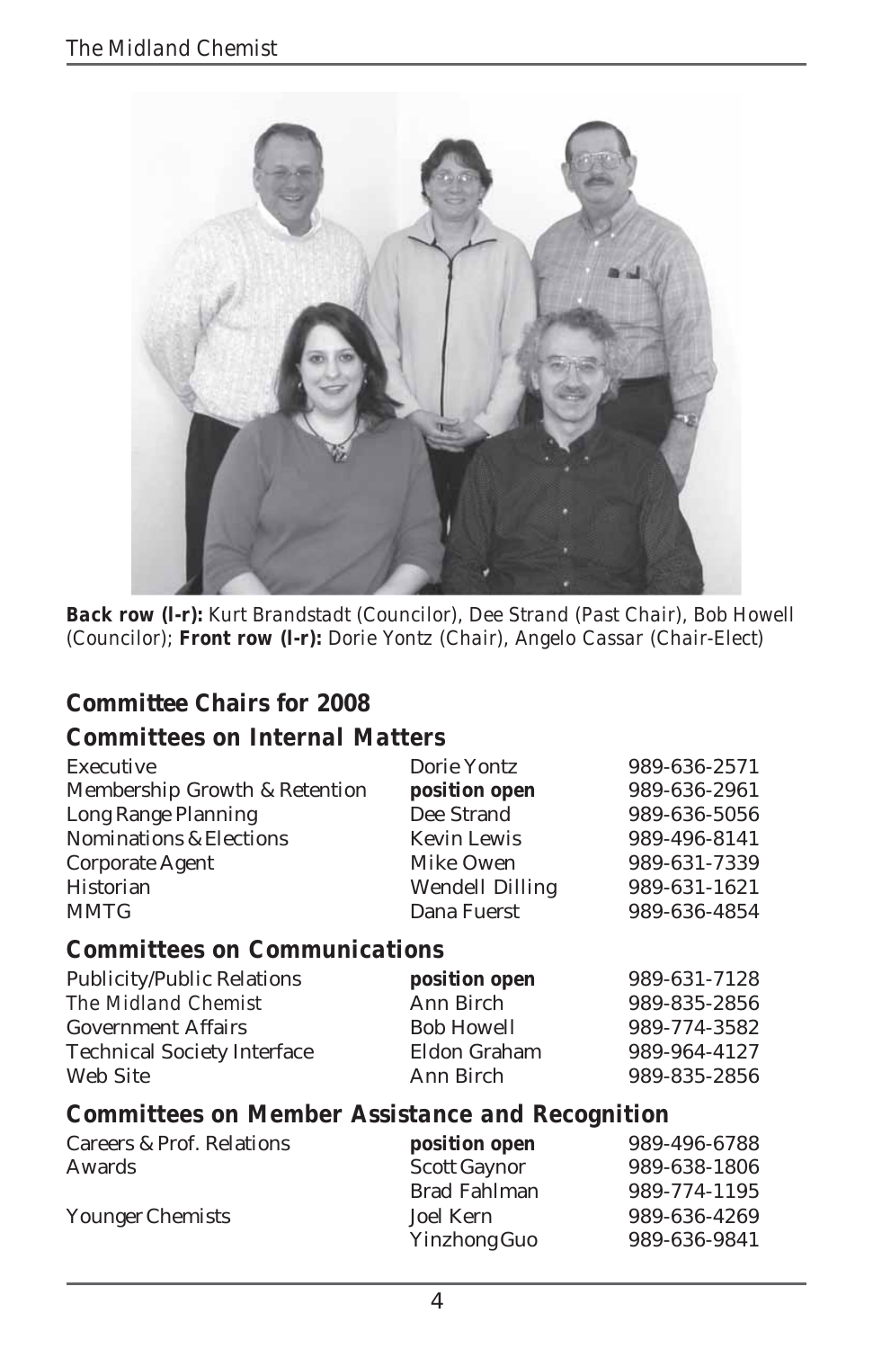**Back row (l-r):** *Kurt Brandstadt (Councilor), Dee Strand (Past Chair), Bob Howell (Councilor);* **Front row (l-r):** *Dorie Yontz (Chair), Angelo Cassar (Chair-Elect)*

## Committee Chairs for 2008

### Committees on Internal Matters

| | | |
|---|---|---|
| Executive | Dorie Yontz | 989-636-2571 |
| Membership Growth & Retention | **position open** | 989-636-2961 |
| Long Range Planning | Dee Strand | 989-636-5056 |
| Nominations & Elections | Kevin Lewis | 989-496-8141 |
| Corporate Agent | Mike Owen | 989-631-7339 |
| Historian | Wendell Dilling | 989-631-1621 |
| MMTG | Dana Fuerst | 989-636-4854 |

### Committees on Communications

| | | |
|---|---|---|
| Publicity/Public Relations | **position open** | 989-631-7128 |
| *The Midland Chemist* | Ann Birch | 989-835-2856 |
| Government Affairs | Bob Howell | 989-774-3582 |
| Technical Society Interface | Eldon Graham | 989-964-4127 |
| Web Site | Ann Birch | 989-835-2856 |

### Committees on Member Assistance and Recognition

| | | |
|---|---|---|
| Careers & Prof. Relations | **position open** | 989-496-6788 |
| Awards | Scott Gaynor | 989-638-1806 |
| | Brad Fahlman | 989-774-1195 |
| Younger Chemists | Joel Kern | 989-636-4269 |
| | Yinzhong Guo | 989-636-9841 |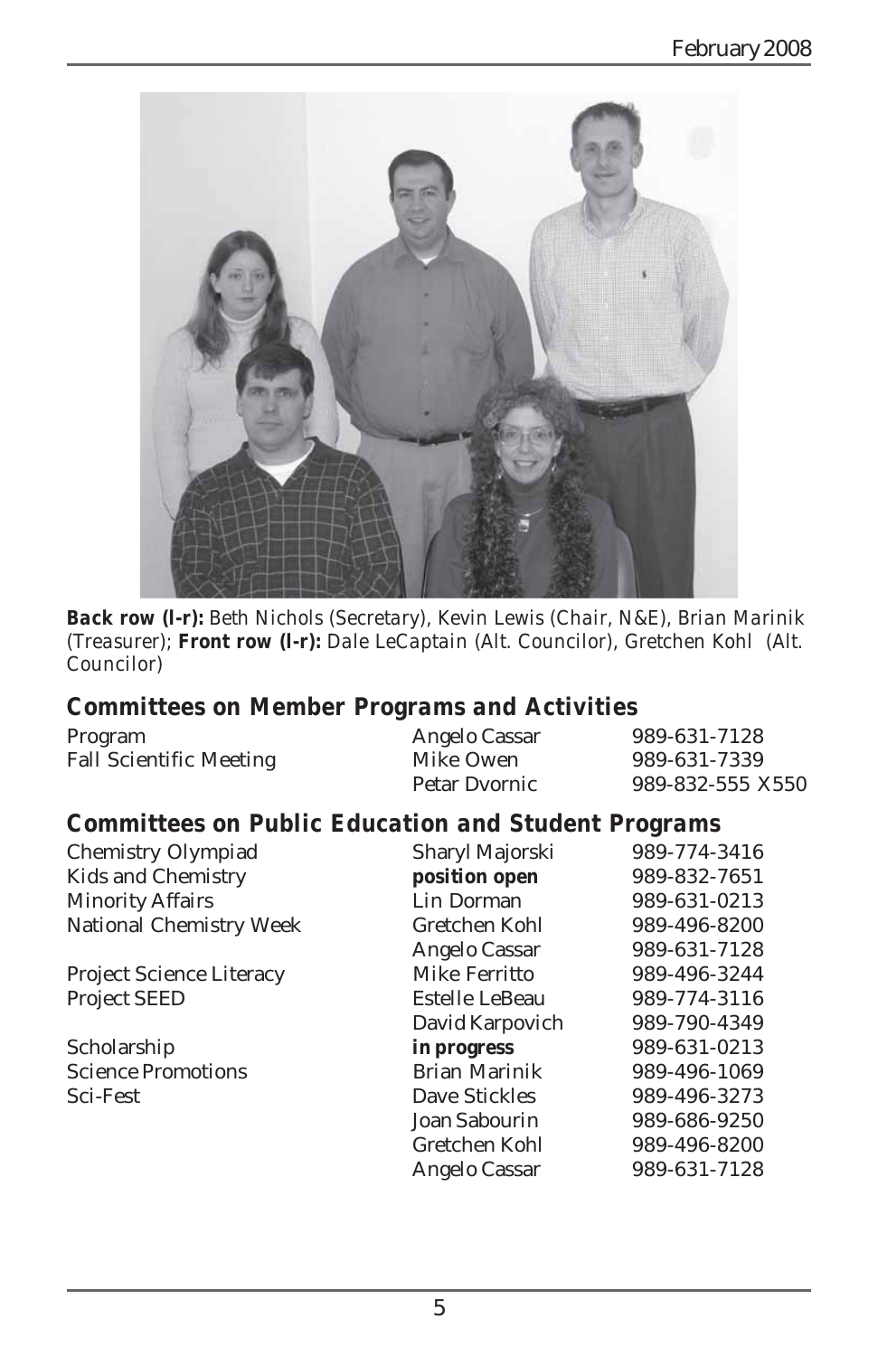**Back row (l-r):** Beth Nichols (Secretary), Kevin Lewis (Chair, N&E), Brian Marinik (Treasurer); **Front row (l-r):** Dale LeCaptain (Alt. Councilor), Gretchen Kohl (Alt. Councilor)

## Committees on Member Programs and Activities

| | | |
|---|---|---|
| Program | Angelo Cassar | 989-631-7128 |
| Fall Scientific Meeting | Mike Owen | 989-631-7339 |
| | Petar Dvornic | 989-832-555 X550 |

## Committees on Public Education and Student Programs

| | | |
|---|---|---|
| Chemistry Olympiad | Sharyl Majorski | 989-774-3416 |
| Kids and Chemistry | **position open** | 989-832-7651 |
| Minority Affairs | Lin Dorman | 989-631-0213 |
| National Chemistry Week | Gretchen Kohl | 989-496-8200 |
| | Angelo Cassar | 989-631-7128 |
| Project Science Literacy | Mike Ferritto | 989-496-3244 |
| Project SEED | Estelle LeBeau | 989-774-3116 |
| | David Karpovich | 989-790-4349 |
| Scholarship | **in progress** | 989-631-0213 |
| Science Promotions | Brian Marinik | 989-496-1069 |
| Sci-Fest | Dave Stickles | 989-496-3273 |
| | Joan Sabourin | 989-686-9250 |
| | Gretchen Kohl | 989-496-8200 |
| | Angelo Cassar | 989-631-7128 |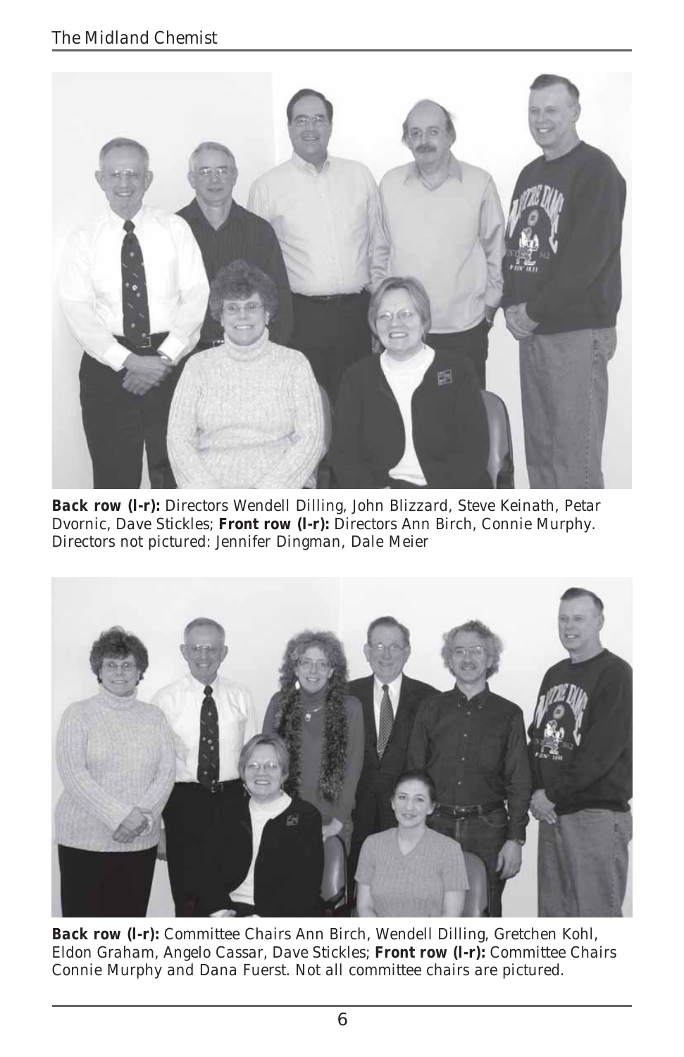**Back row (l-r):** Directors Wendell Dilling, John Blizzard, Steve Keinath, Petar Dvornic, Dave Stickles; **Front row (l-r):** Directors Ann Birch, Connie Murphy. Directors not pictured: Jennifer Dingman, Dale Meier

**Back row (l-r):** Committee Chairs Ann Birch, Wendell Dilling, Gretchen Kohl, Eldon Graham, Angelo Cassar, Dave Stickles; **Front row (l-r):** Committee Chairs Connie Murphy and Dana Fuerst. Not all committee chairs are pictured.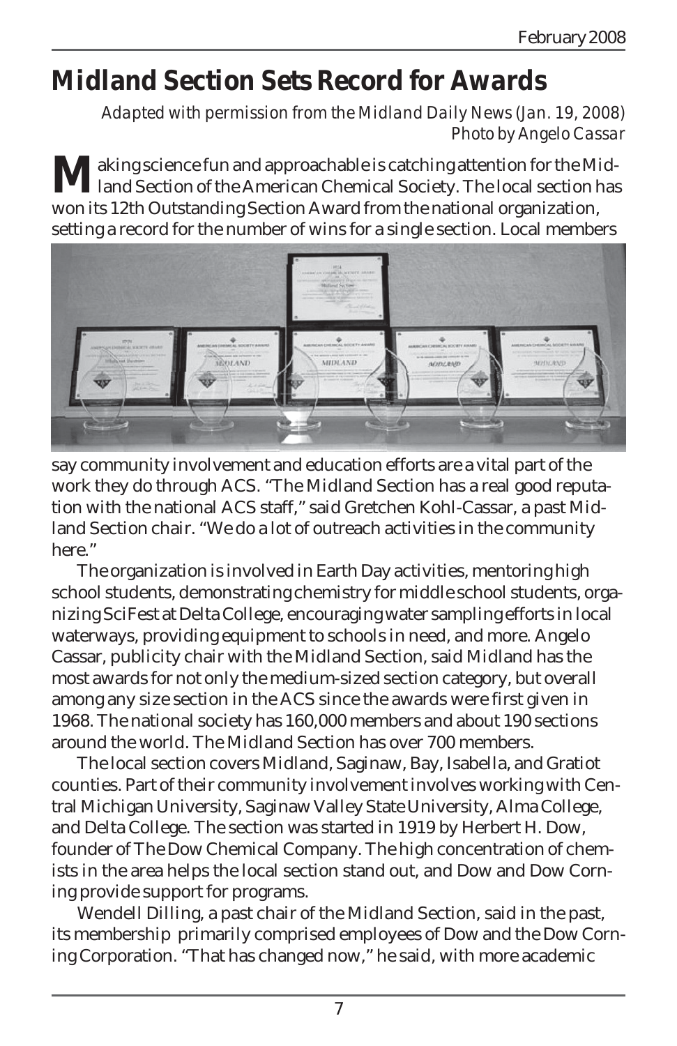# Midland Section Sets Record for Awards

*Adapted with permission from the Midland Daily News (Jan. 19, 2008)*
*Photo by Angelo Cassar*

Making science fun and approachable is catching attention for the Midland Section of the American Chemical Society. The local section has won its 12th Outstanding Section Award from the national organization, setting a record for the number of wins for a single section. Local members say community involvement and education efforts are a vital part of the work they do through ACS. "The Midland Section has a real good reputation with the national ACS staff," said Gretchen Kohl-Cassar, a past Midland Section chair. "We do a lot of outreach activities in the community here."

The organization is involved in Earth Day activities, mentoring high school students, demonstrating chemistry for middle school students, organizing SciFest at Delta College, encouraging water sampling efforts in local waterways, providing equipment to schools in need, and more. Angelo Cassar, publicity chair with the Midland Section, said Midland has the most awards for not only the medium-sized section category, but overall among any size section in the ACS since the awards were first given in 1968. The national society has 160,000 members and about 190 sections around the world. The Midland Section has over 700 members.

The local section covers Midland, Saginaw, Bay, Isabella, and Gratiot counties. Part of their community involvement involves working with Central Michigan University, Saginaw Valley State University, Alma College, and Delta College. The section was started in 1919 by Herbert H. Dow, founder of The Dow Chemical Company. The high concentration of chemists in the area helps the local section stand out, and Dow and Dow Corning provide support for programs.

Wendell Dilling, a past chair of the Midland Section, said in the past, its membership primarily comprised employees of Dow and the Dow Corning Corporation. "That has changed now," he said, with more academic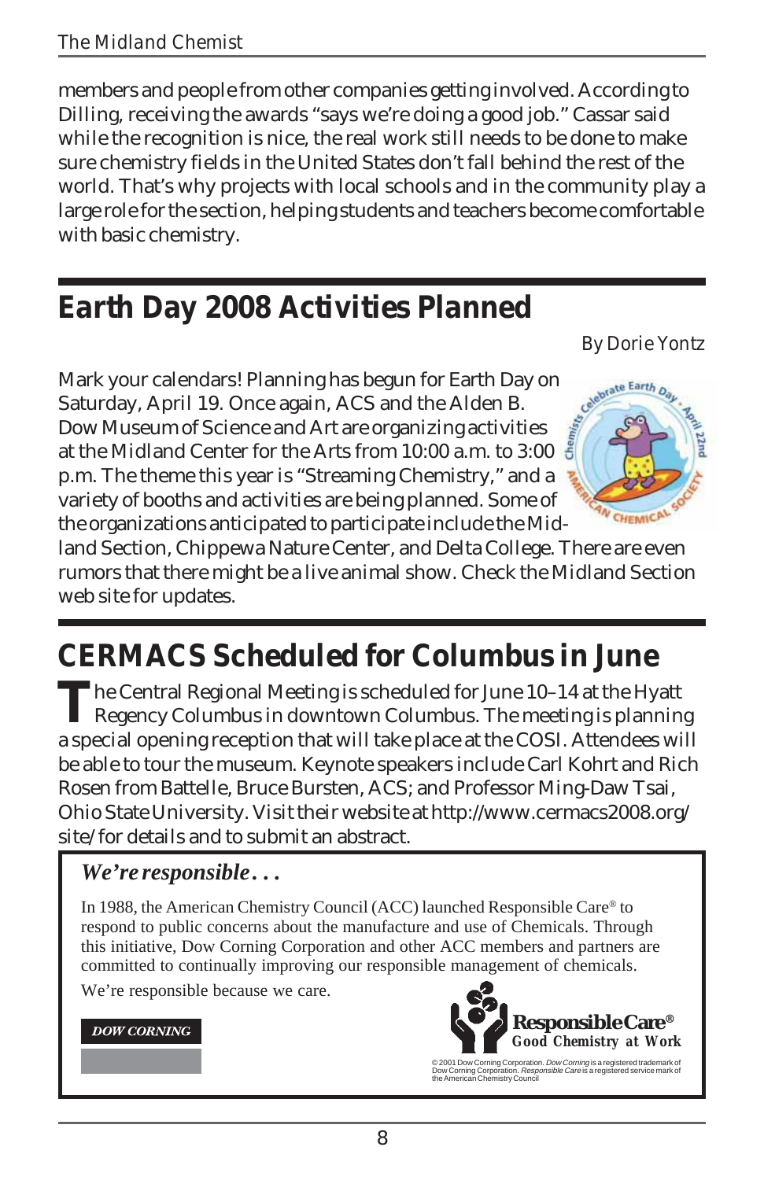members and people from other companies getting involved. According to Dilling, receiving the awards "says we're doing a good job." Cassar said while the recognition is nice, the real work still needs to be done to make sure chemistry fields in the United States don't fall behind the rest of the world. That's why projects with local schools and in the community play a large role for the section, helping students and teachers become comfortable with basic chemistry.

## Earth Day 2008 Activities Planned

*By Dorie Yontz*

Mark your calendars! Planning has begun for Earth Day on Saturday, April 19. Once again, ACS and the Alden B. Dow Museum of Science and Art are organizing activities at the Midland Center for the Arts from 10:00 a.m. to 3:00 p.m. The theme this year is "Streaming Chemistry," and a variety of booths and activities are being planned. Some of the organizations anticipated to participate include the Midland Section, Chippewa Nature Center, and Delta College. There are even rumors that there might be a live animal show. Check the Midland Section web site for updates.

## CERMACS Scheduled for Columbus in June

The Central Regional Meeting is scheduled for June 10–14 at the Hyatt Regency Columbus in downtown Columbus. The meeting is planning a special opening reception that will take place at the COSI. Attendees will be able to tour the museum. Keynote speakers include Carl Kohrt and Rich Rosen from Battelle, Bruce Bursten, ACS; and Professor Ming-Daw Tsai, Ohio State University. Visit their website at http://www.cermacs2008.org/site/ for details and to submit an abstract.

***We're responsible...***

In 1988, the American Chemistry Council (ACC) launched Responsible Care® to respond to public concerns about the manufacture and use of Chemicals. Through this initiative, Dow Corning Corporation and other ACC members and partners are committed to continually improving our responsible management of chemicals.

We're responsible because we care.

DOW CORNING

**ResponsibleCare®**
**Good Chemistry at Work**

© 2001 Dow Corning Corporation. *Dow Corning* is a registered trademark of Dow Corning Corporation. *Responsible Care* is a registered service mark of the American Chemistry Council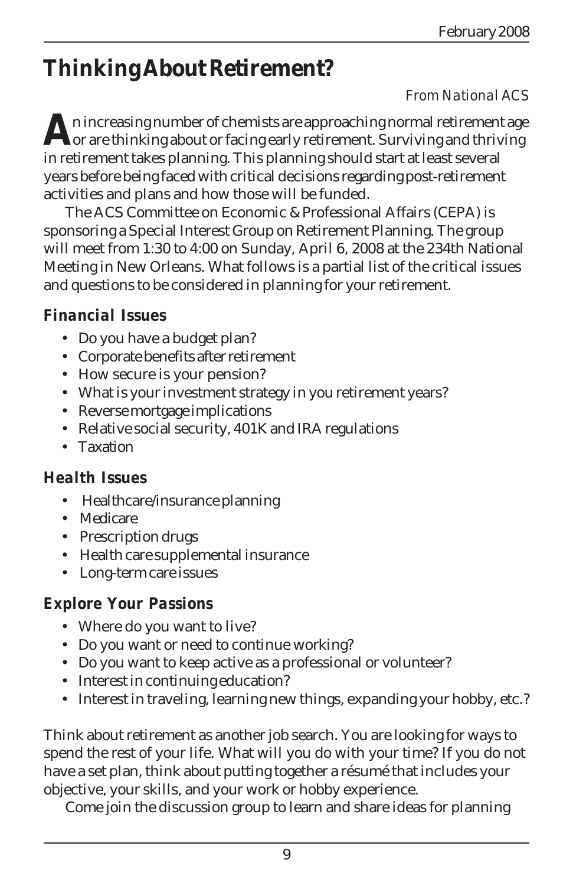# Thinking About Retirement?

*From National ACS*

An increasing number of chemists are approaching normal retirement age or are thinking about or facing early retirement. Surviving and thriving in retirement takes planning. This planning should start at least several years before being faced with critical decisions regarding post-retirement activities and plans and how those will be funded.

The ACS Committee on Economic & Professional Affairs (CEPA) is sponsoring a Special Interest Group on Retirement Planning. The group will meet from 1:30 to 4:00 on Sunday, April 6, 2008 at the 234th National Meeting in New Orleans. What follows is a partial list of the critical issues and questions to be considered in planning for your retirement.

### Financial Issues

- Do you have a budget plan?
- Corporate benefits after retirement
- How secure is your pension?
- What is your investment strategy in you retirement years?
- Reverse mortgage implications
- Relative social security, 401K and IRA regulations
- Taxation

### Health Issues

- Healthcare/insurance planning
- Medicare
- Prescription drugs
- Health care supplemental insurance
- Long-term care issues

### Explore Your Passions

- Where do you want to live?
- Do you want or need to continue working?
- Do you want to keep active as a professional or volunteer?
- Interest in continuing education?
- Interest in traveling, learning new things, expanding your hobby, etc.?

Think about retirement as another job search. You are looking for ways to spend the rest of your life. What will you do with your time? If you do not have a set plan, think about putting together a résumé that includes your objective, your skills, and your work or hobby experience.

Come join the discussion group to learn and share ideas for planning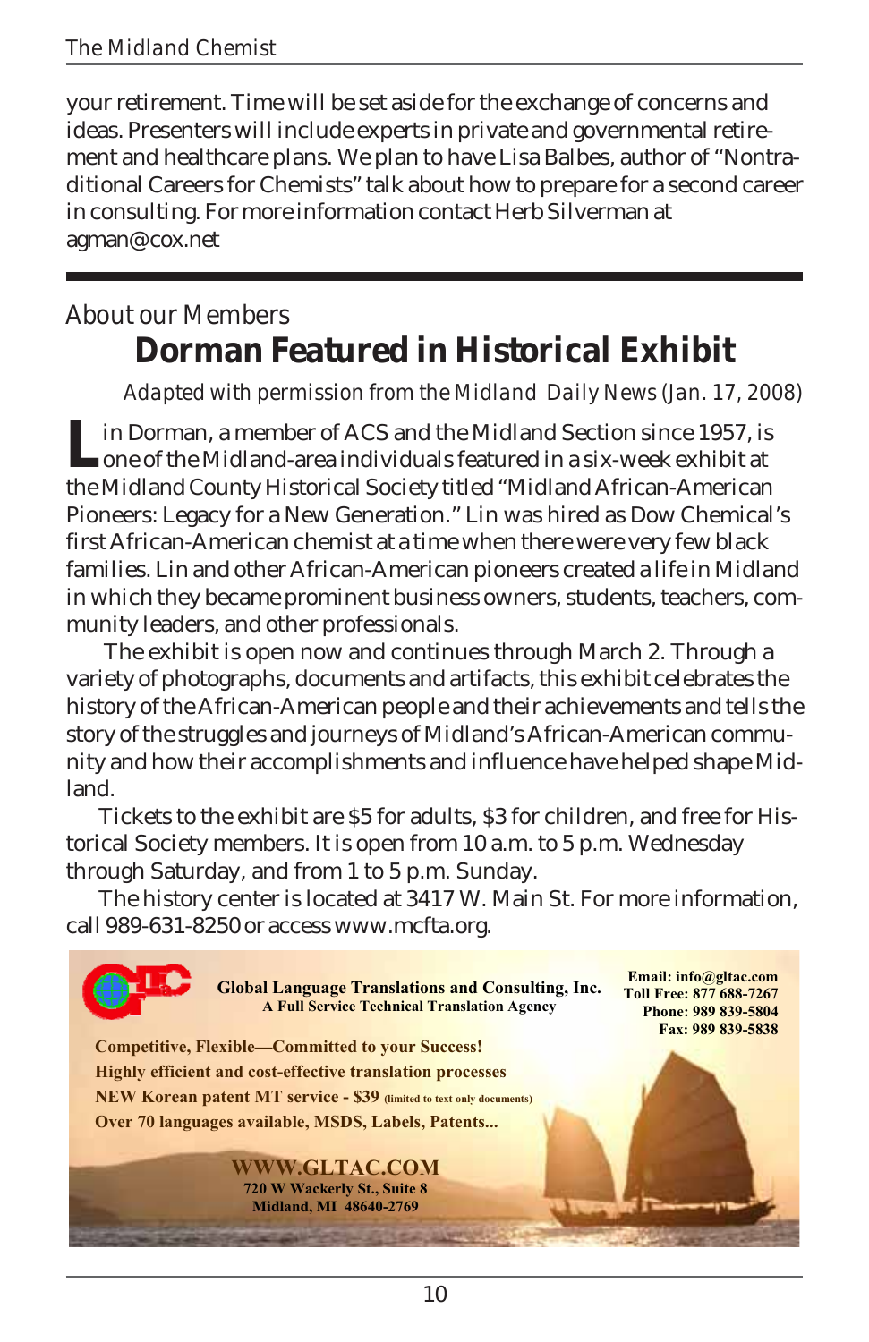your retirement. Time will be set aside for the exchange of concerns and ideas. Presenters will include experts in private and governmental retirement and healthcare plans. We plan to have Lisa Balbes, author of "Nontraditional Careers for Chemists" talk about how to prepare for a second career in consulting. For more information contact Herb Silverman at agman@cox.net

---

*About our Members*

# Dorman Featured in Historical Exhibit

*Adapted with permission from the Midland Daily News (Jan. 17, 2008)*

Lin Dorman, a member of ACS and the Midland Section since 1957, is one of the Midland-area individuals featured in a six-week exhibit at the Midland County Historical Society titled "Midland African-American Pioneers: Legacy for a New Generation." Lin was hired as Dow Chemical's first African-American chemist at a time when there were very few black families. Lin and other African-American pioneers created a life in Midland in which they became prominent business owners, students, teachers, community leaders, and other professionals.

The exhibit is open now and continues through March 2. Through a variety of photographs, documents and artifacts, this exhibit celebrates the history of the African-American people and their achievements and tells the story of the struggles and journeys of Midland's African-American community and how their accomplishments and influence have helped shape Midland.

Tickets to the exhibit are $5 for adults, $3 for children, and free for Historical Society members. It is open from 10 a.m. to 5 p.m. Wednesday through Saturday, and from 1 to 5 p.m. Sunday.

The history center is located at 3417 W. Main St. For more information, call 989-631-8250 or access www.mcfta.org.

---

**Global Language Translations and Consulting, Inc.**
**A Full Service Technical Translation Agency**

**Email: info@gltac.com**
**Toll Free: 877 688-7267**
**Phone: 989 839-5804**
**Fax: 989 839-5838**

**Competitive, Flexible—Committed to your Success!**
**Highly efficient and cost-effective translation processes**
**NEW Korean patent MT service - $39** (limited to text only documents)
**Over 70 languages available, MSDS, Labels, Patents...**

**WWW.GLTAC.COM**
**720 W Wackerly St., Suite 8**
**Midland, MI 48640-2769**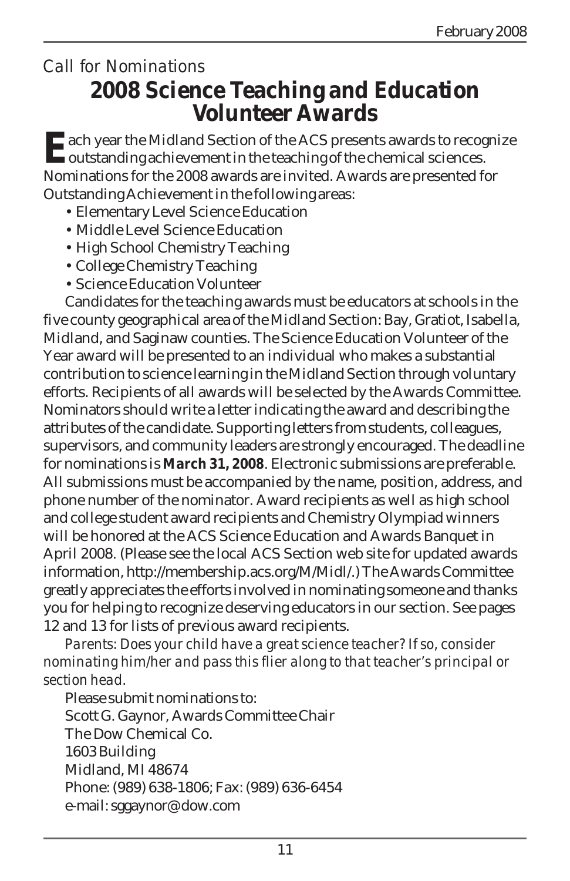*Call for Nominations*

# 2008 Science Teaching and Education Volunteer Awards

Each year the Midland Section of the ACS presents awards to recognize outstanding achievement in the teaching of the chemical sciences. Nominations for the 2008 awards are invited. Awards are presented for Outstanding Achievement in the following areas:

- Elementary Level Science Education
- Middle Level Science Education
- High School Chemistry Teaching
- College Chemistry Teaching
- Science Education Volunteer

Candidates for the teaching awards must be educators at schools in the five county geographical area of the Midland Section: Bay, Gratiot, Isabella, Midland, and Saginaw counties. The Science Education Volunteer of the Year award will be presented to an individual who makes a substantial contribution to science learning in the Midland Section through voluntary efforts. Recipients of all awards will be selected by the Awards Committee. Nominators should write a letter indicating the award and describing the attributes of the candidate. Supporting letters from students, colleagues, supervisors, and community leaders are strongly encouraged. The deadline for nominations is **March 31, 2008**. Electronic submissions are preferable. All submissions must be accompanied by the name, position, address, and phone number of the nominator. Award recipients as well as high school and college student award recipients and Chemistry Olympiad winners will be honored at the ACS Science Education and Awards Banquet in April 2008. (Please see the local ACS Section web site for updated awards information, http://membership.acs.org/M/Midl/.) The Awards Committee greatly appreciates the efforts involved in nominating someone and thanks you for helping to recognize deserving educators in our section. See pages 12 and 13 for lists of previous award recipients.

*Parents: Does your child have a great science teacher? If so, consider nominating him/her and pass this flier along to that teacher's principal or section head.*

Please submit nominations to:
Scott G. Gaynor, Awards Committee Chair
The Dow Chemical Co.
1603 Building
Midland, MI 48674
Phone: (989) 638-1806; Fax: (989) 636-6454
e-mail: sggaynor@dow.com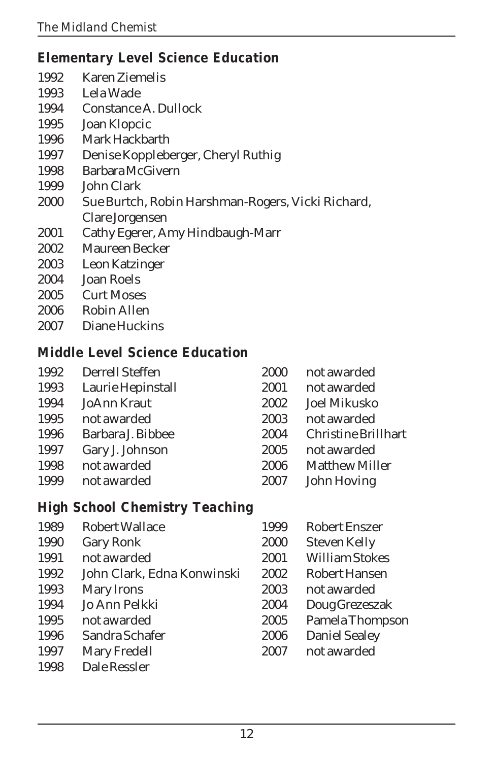## Elementary Level Science Education

1992 Karen Ziemelis
1993 Lela Wade
1994 Constance A. Dullock
1995 Joan Klopcic
1996 Mark Hackbarth
1997 Denise Koppleberger, Cheryl Ruthig
1998 Barbara McGivern
1999 John Clark
2000 Sue Burtch, Robin Harshman-Rogers, Vicki Richard, Clare Jorgensen
2001 Cathy Egerer, Amy Hindbaugh-Marr
2002 Maureen Becker
2003 Leon Katzinger
2004 Joan Roels
2005 Curt Moses
2006 Robin Allen
2007 Diane Huckins

## Middle Level Science Education

1992 Derrell Steffen
1993 Laurie Hepinstall
1994 JoAnn Kraut
1995 not awarded
1996 Barbara J. Bibbee
1997 Gary J. Johnson
1998 not awarded
1999 not awarded
2000 not awarded
2001 not awarded
2002 Joel Mikusko
2003 not awarded
2004 Christine Brillhart
2005 not awarded
2006 Matthew Miller
2007 John Hoving

## High School Chemistry Teaching

1989 Robert Wallace
1990 Gary Ronk
1991 not awarded
1992 John Clark, Edna Konwinski
1993 Mary Irons
1994 Jo Ann Pelkki
1995 not awarded
1996 Sandra Schafer
1997 Mary Fredell
1998 Dale Ressler
1999 Robert Enszer
2000 Steven Kelly
2001 William Stokes
2002 Robert Hansen
2003 not awarded
2004 Doug Grezeszak
2005 Pamela Thompson
2006 Daniel Sealey
2007 not awarded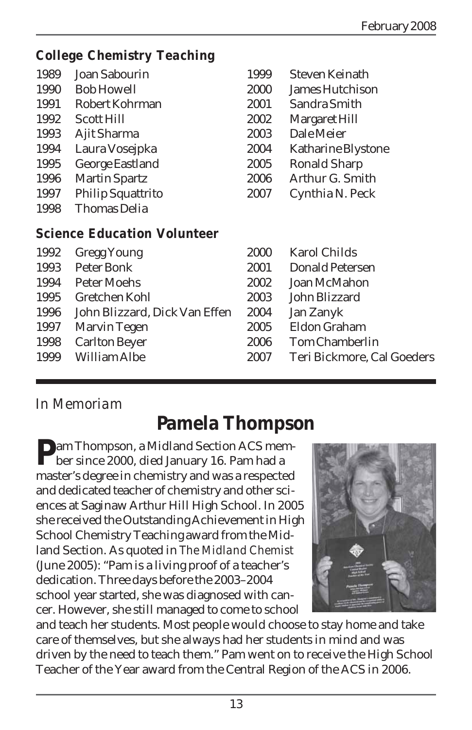### College Chemistry Teaching

| Year | Name | Year | Name |
|---|---|---|---|
| 1989 | Joan Sabourin | 1999 | Steven Keinath |
| 1990 | Bob Howell | 2000 | James Hutchison |
| 1991 | Robert Kohrman | 2001 | Sandra Smith |
| 1992 | Scott Hill | 2002 | Margaret Hill |
| 1993 | Ajit Sharma | 2003 | Dale Meier |
| 1994 | Laura Vosejpka | 2004 | Katharine Blystone |
| 1995 | George Eastland | 2005 | Ronald Sharp |
| 1996 | Martin Spartz | 2006 | Arthur G. Smith |
| 1997 | Philip Squattrito | 2007 | Cynthia N. Peck |
| 1998 | Thomas Delia | | |

### Science Education Volunteer

| Year | Name | Year | Name |
|---|---|---|---|
| 1992 | Gregg Young | 2000 | Karol Childs |
| 1993 | Peter Bonk | 2001 | Donald Petersen |
| 1994 | Peter Moehs | 2002 | Joan McMahon |
| 1995 | Gretchen Kohl | 2003 | John Blizzard |
| 1996 | John Blizzard, Dick Van Effen | 2004 | Jan Zanyk |
| 1997 | Marvin Tegen | 2005 | Eldon Graham |
| 1998 | Carlton Beyer | 2006 | Tom Chamberlin |
| 1999 | William Albe | 2007 | Teri Bickmore, Cal Goeders |

*In Memoriam*

## Pamela Thompson

Pam Thompson, a Midland Section ACS member since 2000, died January 16. Pam had a master's degree in chemistry and was a respected and dedicated teacher of chemistry and other sciences at Saginaw Arthur Hill High School. In 2005 she received the Outstanding Achievement in High School Chemistry Teaching award from the Midland Section. As quoted in *The Midland Chemist* (June 2005): "Pam is a living proof of a teacher's dedication. Three days before the 2003–2004 school year started, she was diagnosed with cancer. However, she still managed to come to school and teach her students. Most people would choose to stay home and take care of themselves, but she always had her students in mind and was driven by the need to teach them." Pam went on to receive the High School Teacher of the Year award from the Central Region of the ACS in 2006.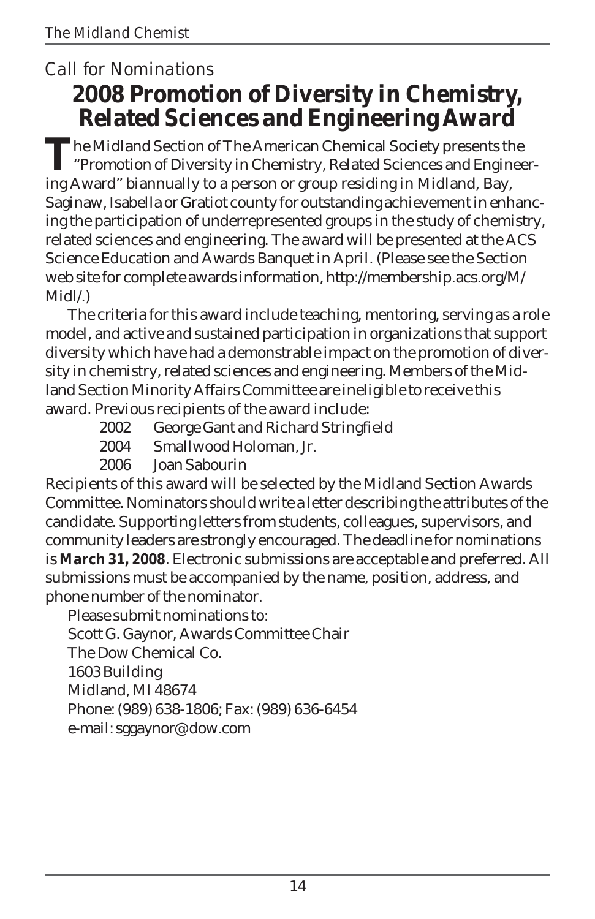*Call for Nominations*

# 2008 Promotion of Diversity in Chemistry, Related Sciences and Engineering Award

The Midland Section of The American Chemical Society presents the "Promotion of Diversity in Chemistry, Related Sciences and Engineering Award" biannually to a person or group residing in Midland, Bay, Saginaw, Isabella or Gratiot county for outstanding achievement in enhancing the participation of underrepresented groups in the study of chemistry, related sciences and engineering. The award will be presented at the ACS Science Education and Awards Banquet in April. (Please see the Section web site for complete awards information, http://membership.acs.org/M/Midl/.)

The criteria for this award include teaching, mentoring, serving as a role model, and active and sustained participation in organizations that support diversity which have had a demonstrable impact on the promotion of diversity in chemistry, related sciences and engineering. Members of the Midland Section Minority Affairs Committee are ineligible to receive this award. Previous recipients of the award include:

- 2002 George Gant and Richard Stringfield
- 2004 Smallwood Holoman, Jr.
- 2006 Joan Sabourin

Recipients of this award will be selected by the Midland Section Awards Committee. Nominators should write a letter describing the attributes of the candidate. Supporting letters from students, colleagues, supervisors, and community leaders are strongly encouraged. The deadline for nominations is **March 31, 2008**. Electronic submissions are acceptable and preferred. All submissions must be accompanied by the name, position, address, and phone number of the nominator.

Please submit nominations to:
Scott G. Gaynor, Awards Committee Chair
The Dow Chemical Co.
1603 Building
Midland, MI 48674
Phone: (989) 638-1806; Fax: (989) 636-6454
e-mail: sggaynor@dow.com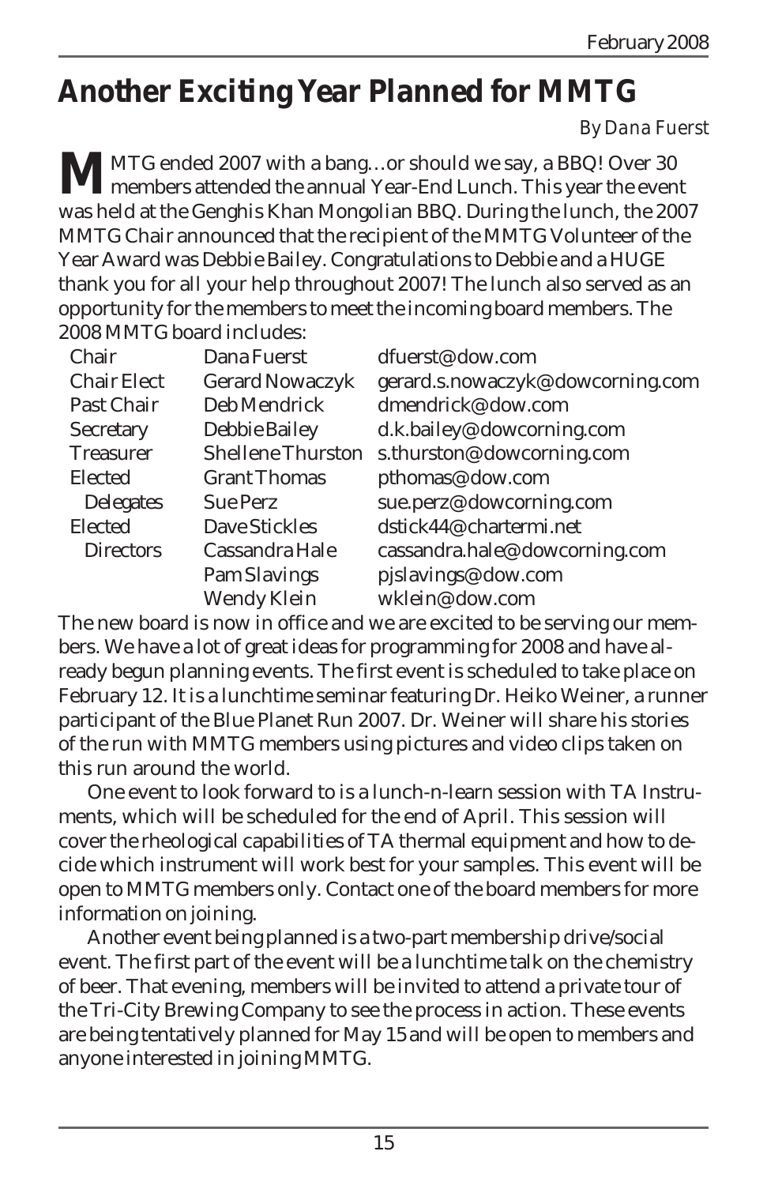# Another Exciting Year Planned for MMTG

*By Dana Fuerst*

MMTG ended 2007 with a bang…or should we say, a BBQ! Over 30 members attended the annual Year-End Lunch. This year the event was held at the Genghis Khan Mongolian BBQ. During the lunch, the 2007 MMTG Chair announced that the recipient of the MMTG Volunteer of the Year Award was Debbie Bailey. Congratulations to Debbie and a HUGE thank you for all your help throughout 2007! The lunch also served as an opportunity for the members to meet the incoming board members. The 2008 MMTG board includes:

| Position | Name | Email |
|---|---|---|
| Chair | Dana Fuerst | dfuerst@dow.com |
| Chair Elect | Gerard Nowaczyk | gerard.s.nowaczyk@dowcorning.com |
| Past Chair | Deb Mendrick | dmendrick@dow.com |
| Secretary | Debbie Bailey | d.k.bailey@dowcorning.com |
| Treasurer | Shellene Thurston | s.thurston@dowcorning.com |
| Elected Delegates | Grant Thomas | pthomas@dow.com |
| | Sue Perz | sue.perz@dowcorning.com |
| Elected Directors | Dave Stickles | dstick44@chartermi.net |
| | Cassandra Hale | cassandra.hale@dowcorning.com |
| | Pam Slavings | pjslavings@dow.com |
| | Wendy Klein | wklein@dow.com |

The new board is now in office and we are excited to be serving our members. We have a lot of great ideas for programming for 2008 and have already begun planning events. The first event is scheduled to take place on February 12. It is a lunchtime seminar featuring Dr. Heiko Weiner, a runner participant of the Blue Planet Run 2007. Dr. Weiner will share his stories of the run with MMTG members using pictures and video clips taken on this run around the world.

One event to look forward to is a lunch-n-learn session with TA Instruments, which will be scheduled for the end of April. This session will cover the rheological capabilities of TA thermal equipment and how to decide which instrument will work best for your samples. This event will be open to MMTG members only. Contact one of the board members for more information on joining.

Another event being planned is a two-part membership drive/social event. The first part of the event will be a lunchtime talk on the chemistry of beer. That evening, members will be invited to attend a private tour of the Tri-City Brewing Company to see the process in action. These events are being tentatively planned for May 15 and will be open to members and anyone interested in joining MMTG.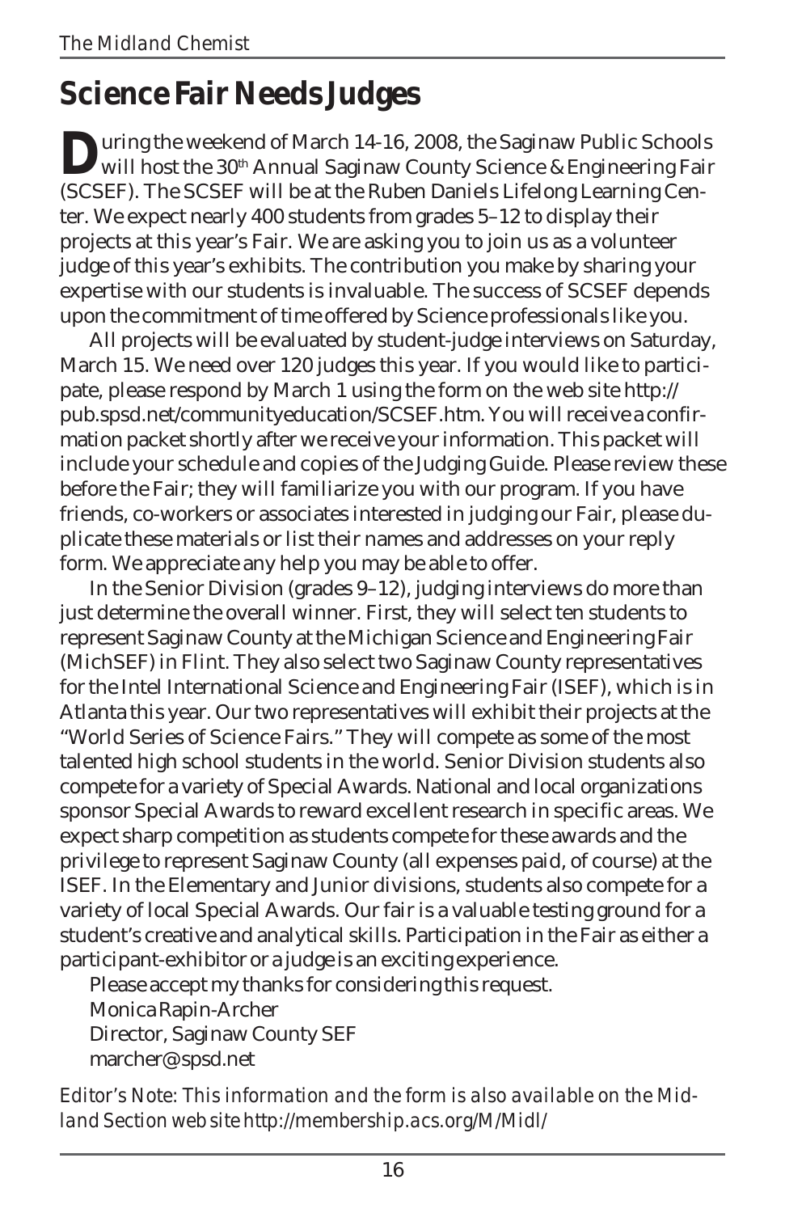# Science Fair Needs Judges

During the weekend of March 14-16, 2008, the Saginaw Public Schools will host the 30th Annual Saginaw County Science & Engineering Fair (SCSEF). The SCSEF will be at the Ruben Daniels Lifelong Learning Center. We expect nearly 400 students from grades 5–12 to display their projects at this year's Fair. We are asking you to join us as a volunteer judge of this year's exhibits. The contribution you make by sharing your expertise with our students is invaluable. The success of SCSEF depends upon the commitment of time offered by Science professionals like you.

All projects will be evaluated by student-judge interviews on Saturday, March 15. We need over 120 judges this year. If you would like to participate, please respond by March 1 using the form on the web site http://pub.spsd.net/communityeducation/SCSEF.htm. You will receive a confirmation packet shortly after we receive your information. This packet will include your schedule and copies of the Judging Guide. Please review these before the Fair; they will familiarize you with our program. If you have friends, co-workers or associates interested in judging our Fair, please duplicate these materials or list their names and addresses on your reply form. We appreciate any help you may be able to offer.

In the Senior Division (grades 9–12), judging interviews do more than just determine the overall winner. First, they will select ten students to represent Saginaw County at the Michigan Science and Engineering Fair (MichSEF) in Flint. They also select two Saginaw County representatives for the Intel International Science and Engineering Fair (ISEF), which is in Atlanta this year. Our two representatives will exhibit their projects at the "World Series of Science Fairs." They will compete as some of the most talented high school students in the world. Senior Division students also compete for a variety of Special Awards. National and local organizations sponsor Special Awards to reward excellent research in specific areas. We expect sharp competition as students compete for these awards and the privilege to represent Saginaw County (all expenses paid, of course) at the ISEF. In the Elementary and Junior divisions, students also compete for a variety of local Special Awards. Our fair is a valuable testing ground for a student's creative and analytical skills. Participation in the Fair as either a participant-exhibitor or a judge is an exciting experience.

Please accept my thanks for considering this request.

Monica Rapin-Archer  
Director, Saginaw County SEF  
marcher@spsd.net

*Editor's Note: This information and the form is also available on the Midland Section web site http://membership.acs.org/M/Midl/*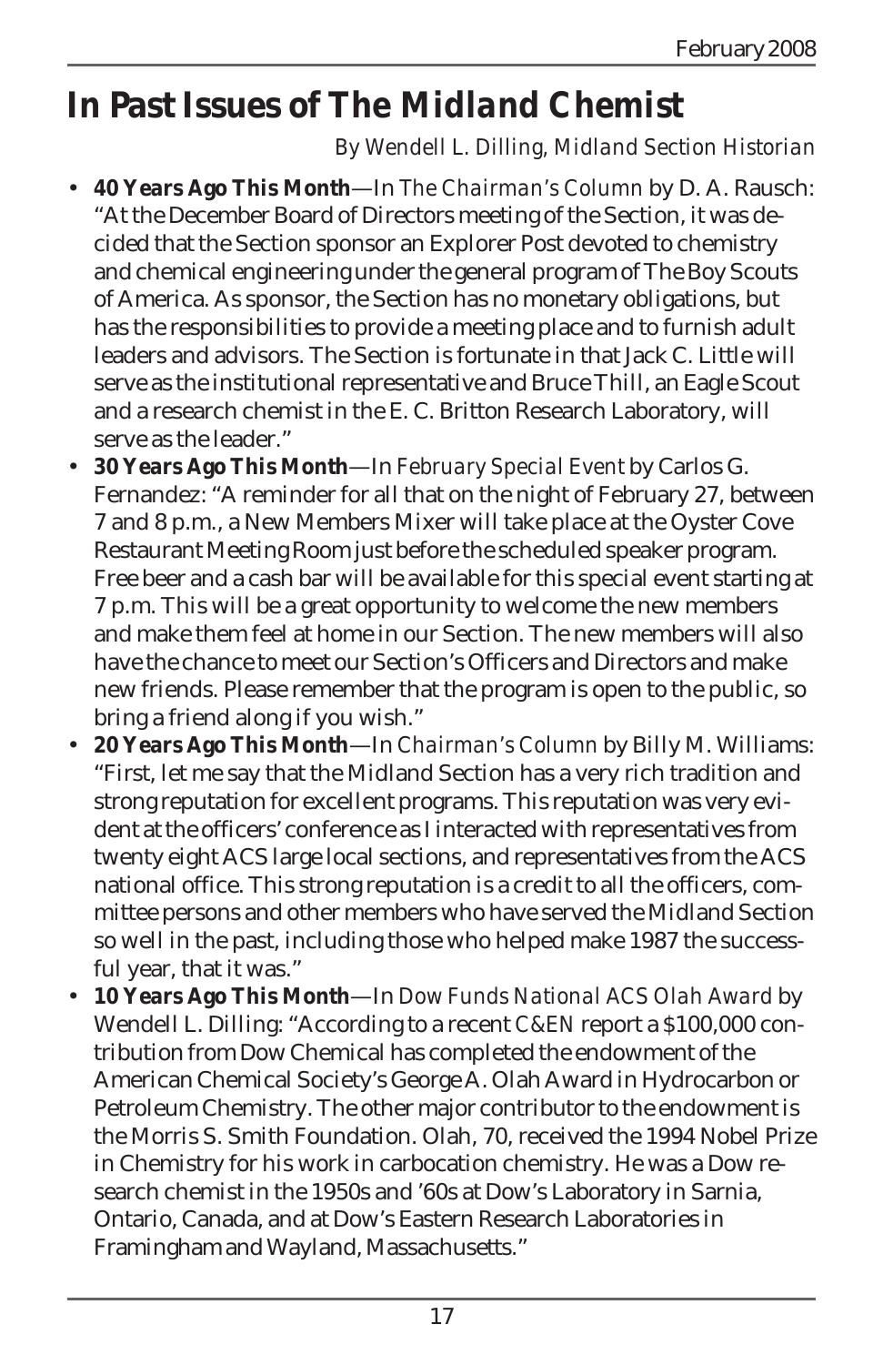# In Past Issues of The Midland Chemist

*By Wendell L. Dilling, Midland Section Historian*

- **40 Years Ago This Month**—In *The Chairman's Column* by D. A. Rausch: "At the December Board of Directors meeting of the Section, it was decided that the Section sponsor an Explorer Post devoted to chemistry and chemical engineering under the general program of The Boy Scouts of America. As sponsor, the Section has no monetary obligations, but has the responsibilities to provide a meeting place and to furnish adult leaders and advisors. The Section is fortunate in that Jack C. Little will serve as the institutional representative and Bruce Thill, an Eagle Scout and a research chemist in the E. C. Britton Research Laboratory, will serve as the leader."
- **30 Years Ago This Month**—In *February Special Event* by Carlos G. Fernandez: "A reminder for all that on the night of February 27, between 7 and 8 p.m., a New Members Mixer will take place at the Oyster Cove Restaurant Meeting Room just before the scheduled speaker program. Free beer and a cash bar will be available for this special event starting at 7 p.m. This will be a great opportunity to welcome the new members and make them feel at home in our Section. The new members will also have the chance to meet our Section's Officers and Directors and make new friends. Please remember that the program is open to the public, so bring a friend along if you wish."
- **20 Years Ago This Month**—In *Chairman's Column* by Billy M. Williams: "First, let me say that the Midland Section has a very rich tradition and strong reputation for excellent programs. This reputation was very evident at the officers' conference as I interacted with representatives from twenty eight ACS large local sections, and representatives from the ACS national office. This strong reputation is a credit to all the officers, committee persons and other members who have served the Midland Section so well in the past, including those who helped make 1987 the successful year, that it was."
- **10 Years Ago This Month**—In *Dow Funds National ACS Olah Award* by Wendell L. Dilling: "According to a recent *C&EN* report a $100,000 contribution from Dow Chemical has completed the endowment of the American Chemical Society's George A. Olah Award in Hydrocarbon or Petroleum Chemistry. The other major contributor to the endowment is the Morris S. Smith Foundation. Olah, 70, received the 1994 Nobel Prize in Chemistry for his work in carbocation chemistry. He was a Dow research chemist in the 1950s and '60s at Dow's Laboratory in Sarnia, Ontario, Canada, and at Dow's Eastern Research Laboratories in Framingham and Wayland, Massachusetts."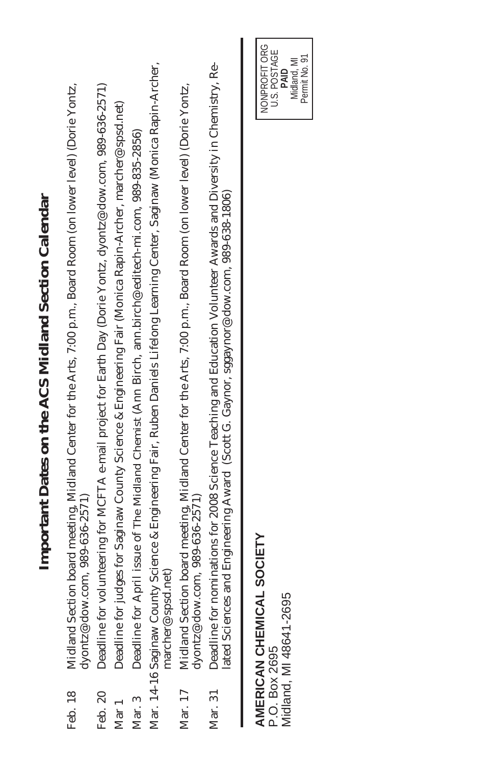## Important Dates on the ACS Midland Section Calendar

| | |
|---|---|
| Feb. 18 | Midland Section board meeting, Midland Center for the Arts, 7:00 p.m., Board Room (on lower level) (Dorie Yontz, dyontz@dow.com, 989-636-2571) |
| Feb. 20 | Deadline for volunteering for MCFTA e-mail project for Earth Day (Dorie Yontz, dyontz@dow.com, 989-636-2571) |
| Mar 1 | Deadline for judges for Saginaw County Science & Engineering Fair (Monica Rapin-Archer, marcher@spsd.net) |
| Mar. 3 | Deadline for April issue of The Midland Chemist (Ann Birch, ann.birch@editech-mi.com, 989-835-2856) |
| Mar. 14-16 | Saginaw County Science & Engineering Fair, Ruben Daniels Lifelong Learning Center, Saginaw (Monica Rapin-Archer, marcher@spsd.net) |
| Mar. 17 | Midland Section board meeting, Midland Center for the Arts, 7:00 p.m., Board Room (on lower level) (Dorie Yontz, dyontz@dow.com, 989-636-2571) |
| Mar. 31 | Deadline for nominations for 2008 Science Teaching and Education Volunteer Awards and Diversity in Chemistry, Related Sciences and Engineering Award (Scott G. Gaynor, sggaynor@dow.com, 989-638-1806) |

**AMERICAN CHEMICAL SOCIETY**
P.O. Box 2695
Midland, MI 48641-2695

NONPROFIT ORG
U.S. POSTAGE
**PAID**
Midland, MI
Permit No. 91